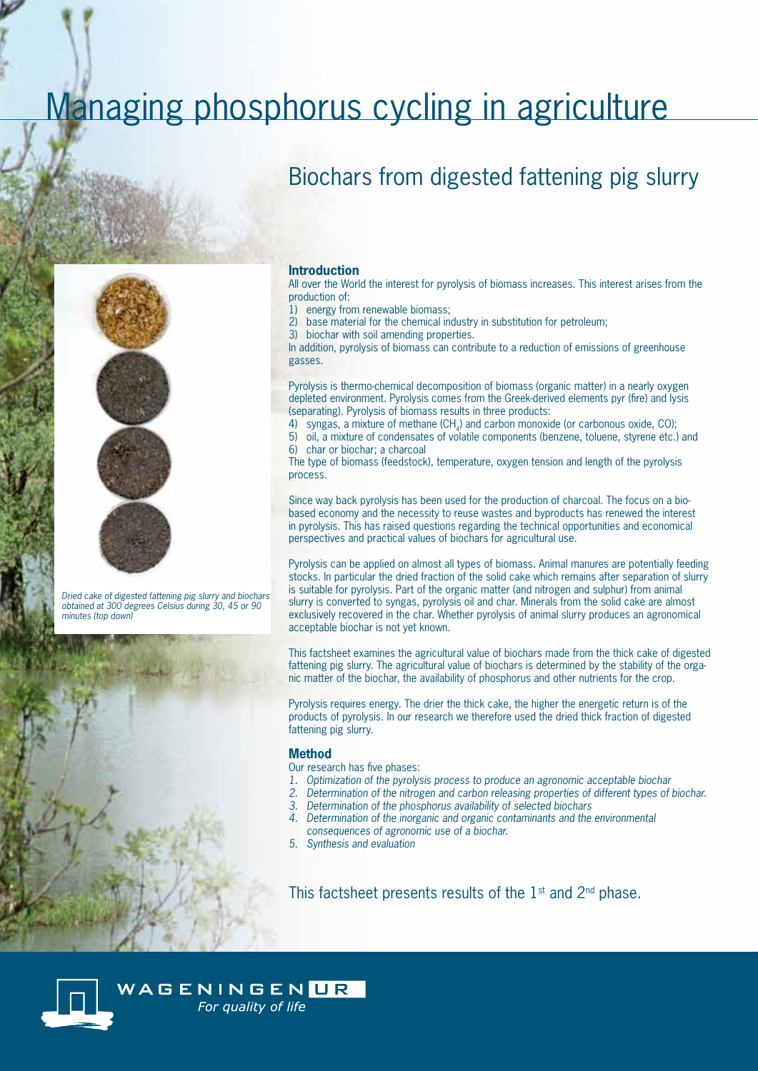# Managing phosphorus cycling in agriculture

## Biochars from digested fattening pig slurry

*Dried cake of digested fattening pig slurry and biochars obtained at 300 degrees Celsius during 30, 45 or 90 minutes (top down)*

### Introduction

All over the World the interest for pyrolysis of biomass increases. This interest arises from the production of:

1) energy from renewable biomass;
2) base material for the chemical industry in substitution for petroleum;
3) biochar with soil amending properties.

In addition, pyrolysis of biomass can contribute to a reduction of emissions of greenhouse gasses.

Pyrolysis is thermo-chemical decomposition of biomass (organic matter) in a nearly oxygen depleted environment. Pyrolysis comes from the Greek-derived elements pyr (fire) and lysis (separating). Pyrolysis of biomass results in three products:

4) syngas, a mixture of methane ($CH_4$) and carbon monoxide (or carbonous oxide, CO);
5) oil, a mixture of condensates of volatile components (benzene, toluene, styrene etc.) and
6) char or biochar; a charcoal

The type of biomass (feedstock), temperature, oxygen tension and length of the pyrolysis process.

Since way back pyrolysis has been used for the production of charcoal. The focus on a bio-based economy and the necessity to reuse wastes and byproducts has renewed the interest in pyrolysis. This has raised questions regarding the technical opportunities and economical perspectives and practical values of biochars for agricultural use.

Pyrolysis can be applied on almost all types of biomass. Animal manures are potentially feeding stocks. In particular the dried fraction of the solid cake which remains after separation of slurry is suitable for pyrolysis. Part of the organic matter (and nitrogen and sulphur) from animal slurry is converted to syngas, pyrolysis oil and char. Minerals from the solid cake are almost exclusively recovered in the char. Whether pyrolysis of animal slurry produces an agronomical acceptable biochar is not yet known.

This factsheet examines the agricultural value of biochars made from the thick cake of digested fattening pig slurry. The agricultural value of biochars is determined by the stability of the organic matter of the biochar, the availability of phosphorus and other nutrients for the crop.

Pyrolysis requires energy. The drier the thick cake, the higher the energetic return is of the products of pyrolysis. In our research we therefore used the dried thick fraction of digested fattening pig slurry.

### Method

Our research has five phases:

1. *Optimization of the pyrolysis process to produce an agronomic acceptable biochar*
2. *Determination of the nitrogen and carbon releasing properties of different types of biochar.*
3. *Determination of the phosphorus availability of selected biochars*
4. *Determination of the inorganic and organic contaminants and the environmental consequences of agronomic use of a biochar.*
5. *Synthesis and evaluation*

This factsheet presents results of the 1st and 2nd phase.

WAGENINGEN UR
*For quality of life*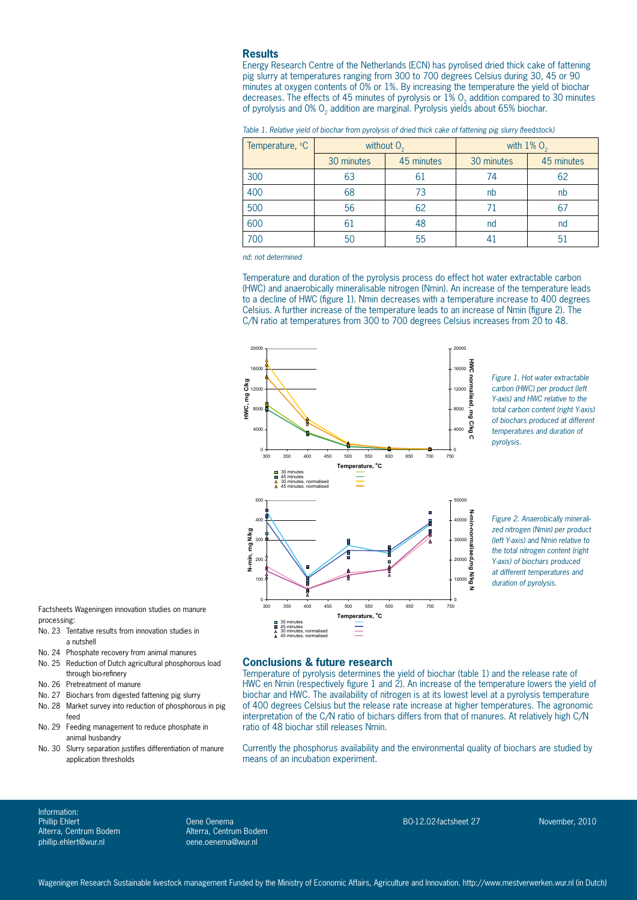## Results

Energy Research Centre of the Netherlands (ECN) has pyrolised dried thick cake of fattening pig slurry at temperatures ranging from 300 to 700 degrees Celsius during 30, 45 or 90 minutes at oxygen contents of 0% or 1%. By increasing the temperature the yield of biochar decreases. The effects of 45 minutes of pyrolysis or 1% $O_2$ addition compared to 30 minutes of pyrolysis and 0% $O_2$ addition are marginal. Pyrolysis yields about 65% biochar.

*Table 1. Relative yield of biochar from pyrolysis of dried thick cake of fattening pig slurry (feedstock)*

| Temperature, °C | without $O_2$ | | with 1% $O_2$ | |
|---|---|---|---|---|
| | 30 minutes | 45 minutes | 30 minutes | 45 minutes |
| 300 | 63 | 61 | 74 | 62 |
| 400 | 68 | 73 | nb | nb |
| 500 | 56 | 62 | 71 | 67 |
| 600 | 61 | 48 | nd | nd |
| 700 | 50 | 55 | 41 | 51 |

*nd: not determined*

Temperature and duration of the pyrolysis process do effect hot water extractable carbon (HWC) and anaerobically mineralisable nitrogen (Nmin). An increase of the temperature leads to a decline of HWC (figure 1). Nmin decreases with a temperature increase to 400 degrees Celsius. A further increase of the temperature leads to an increase of Nmin (figure 2). The C/N ratio at temperatures from 300 to 700 degrees Celsius increases from 20 to 48.

HWC, mg C/kg
HWC normalised, mg C/kg C
0
4000
8000
12000
16000
20000
300 350 400 450 500 550 600 650 700 750
Temperature, °C
30 minutes
45 minutes
30 minutes, normalised
45 minutes, normalised

*Figure 1. Hot water extractable carbon (HWC) per product (left Y-axis) and HWC relative to the total carbon content (right Y-axis) of biochars produced at different temperatures and duration of pyrolysis.*

N-min, mg N/kg
N-min-normalised,mg N/kg N
0
100
200
300
400
500
0
10000
20000
30000
40000
50000
300 350 400 450 500 550 600 650 700 750
Temperature, °C
30 minutes
45 minutes
30 minutes, normalised
45 minutes, normalised

*Figure 2. Anaerobically mineralized nitrogen (Nmin) per product (left Y-axis) and Nmin relative to the total nitrogen content (right Y-axis) of biochars produced at different temperatures and duration of pyrolysis.*

## Conclusions & future research

Temperature of pyrolysis determines the yield of biochar (table 1) and the release rate of HWC en Nmin (respectively figure 1 and 2). An increase of the temperature lowers the yield of biochar and HWC. The availability of nitrogen is at its lowest level at a pyrolysis temperature of 400 degrees Celsius but the release rate increase at higher temperatures. The agronomic interpretation of the C/N ratio of bichars differs from that of manures. At relatively high C/N ratio of 48 biochar still releases Nmin.

Currently the phosphorus availability and the environmental quality of biochars are studied by means of an incubation experiment.

Factsheets Wageningen innovation studies on manure processing:

- No. 23 Tentative results from innovation studies in a nutshell
- No. 24 Phosphate recovery from animal manures
- No. 25 Reduction of Dutch agricultural phosphorous load through bio-refinery
- No. 26 Pretreatment of manure
- No. 27 Biochars from digested fattening pig slurry
- No. 28 Market survey into reduction of phosphorous in pig feed
- No. 29 Feeding management to reduce phosphate in animal husbandry
- No. 30 Slurry separation justifies differentiation of manure application thresholds

Information:
Phillip Ehlert
Alterra, Centrum Bodem
phillip.ehlert@wur.nl

Oene Oenema
Alterra, Centrum Bodem
oene.oenema@wur.nl

BO-12.02-factsheet 27

November, 2010

Wageningen Research Sustainable livestock management Funded by the Ministry of Economic Affairs, Agriculture and Innovation. http://www.mestverwerken.wur.nl (in Dutch)